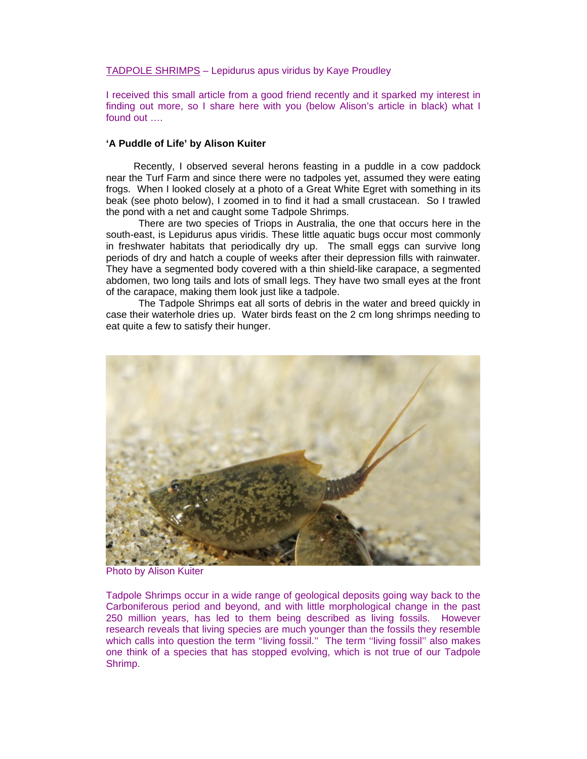TADPOLE SHRIMPS – Lepidurus apus viridus by Kaye Proudley

I received this small article from a good friend recently and it sparked my interest in finding out more, so I share here with you (below Alison's article in black) what I found out ….

**'A Puddle of Life' by Alison Kuiter**

Recently, I observed several herons feasting in a puddle in a cow paddock near the Turf Farm and since there were no tadpoles yet, assumed they were eating frogs. When I looked closely at a photo of a Great White Egret with something in its beak (see photo below), I zoomed in to find it had a small crustacean. So I trawled the pond with a net and caught some Tadpole Shrimps.

There are two species of Triops in Australia, the one that occurs here in the south-east, is Lepidurus apus viridis. These little aquatic bugs occur most commonly in freshwater habitats that periodically dry up. The small eggs can survive long periods of dry and hatch a couple of weeks after their depression fills with rainwater. They have a segmented body covered with a thin shield-like carapace, a segmented abdomen, two long tails and lots of small legs. They have two small eyes at the front of the carapace, making them look just like a tadpole.

The Tadpole Shrimps eat all sorts of debris in the water and breed quickly in case their waterhole dries up. Water birds feast on the 2 cm long shrimps needing to eat quite a few to satisfy their hunger.

Photo by Alison Kuiter

Tadpole Shrimps occur in a wide range of geological deposits going way back to the Carboniferous period and beyond, and with little morphological change in the past 250 million years, has led to them being described as living fossils. However research reveals that living species are much younger than the fossils they resemble which calls into question the term ''living fossil.'' The term ''living fossil'' also makes one think of a species that has stopped evolving, which is not true of our Tadpole Shrimp.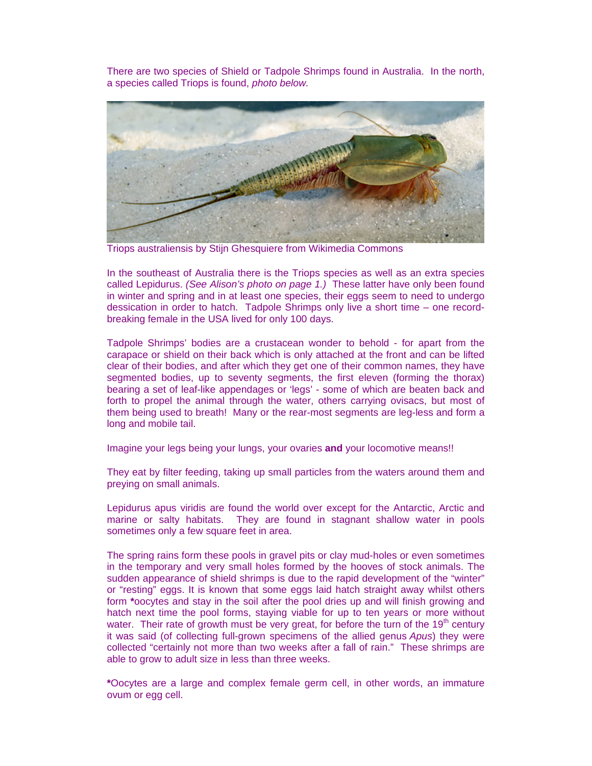There are two species of Shield or Tadpole Shrimps found in Australia. In the north, a species called Triops is found, *photo below.*

Triops australiensis by Stijn Ghesquiere from Wikimedia Commons

In the southeast of Australia there is the Triops species as well as an extra species called Lepidurus. *(See Alison's photo on page 1.)* These latter have only been found in winter and spring and in at least one species, their eggs seem to need to undergo dessication in order to hatch. Tadpole Shrimps only live a short time – one record-breaking female in the USA lived for only 100 days.

Tadpole Shrimps' bodies are a crustacean wonder to behold - for apart from the carapace or shield on their back which is only attached at the front and can be lifted clear of their bodies, and after which they get one of their common names, they have segmented bodies, up to seventy segments, the first eleven (forming the thorax) bearing a set of leaf-like appendages or 'legs' - some of which are beaten back and forth to propel the animal through the water, others carrying ovisacs, but most of them being used to breath! Many or the rear-most segments are leg-less and form a long and mobile tail.

Imagine your legs being your lungs, your ovaries **and** your locomotive means!!

They eat by filter feeding, taking up small particles from the waters around them and preying on small animals.

Lepidurus apus viridis are found the world over except for the Antarctic, Arctic and marine or salty habitats. They are found in stagnant shallow water in pools sometimes only a few square feet in area.

The spring rains form these pools in gravel pits or clay mud-holes or even sometimes in the temporary and very small holes formed by the hooves of stock animals. The sudden appearance of shield shrimps is due to the rapid development of the "winter" or "resting" eggs. It is known that some eggs laid hatch straight away whilst others form **\***oocytes and stay in the soil after the pool dries up and will finish growing and hatch next time the pool forms, staying viable for up to ten years or more without water. Their rate of growth must be very great, for before the turn of the 19th century it was said (of collecting full-grown specimens of the allied genus *Apus*) they were collected "certainly not more than two weeks after a fall of rain." These shrimps are able to grow to adult size in less than three weeks.

**\***Oocytes are a large and complex female germ cell, in other words, an immature ovum or egg cell.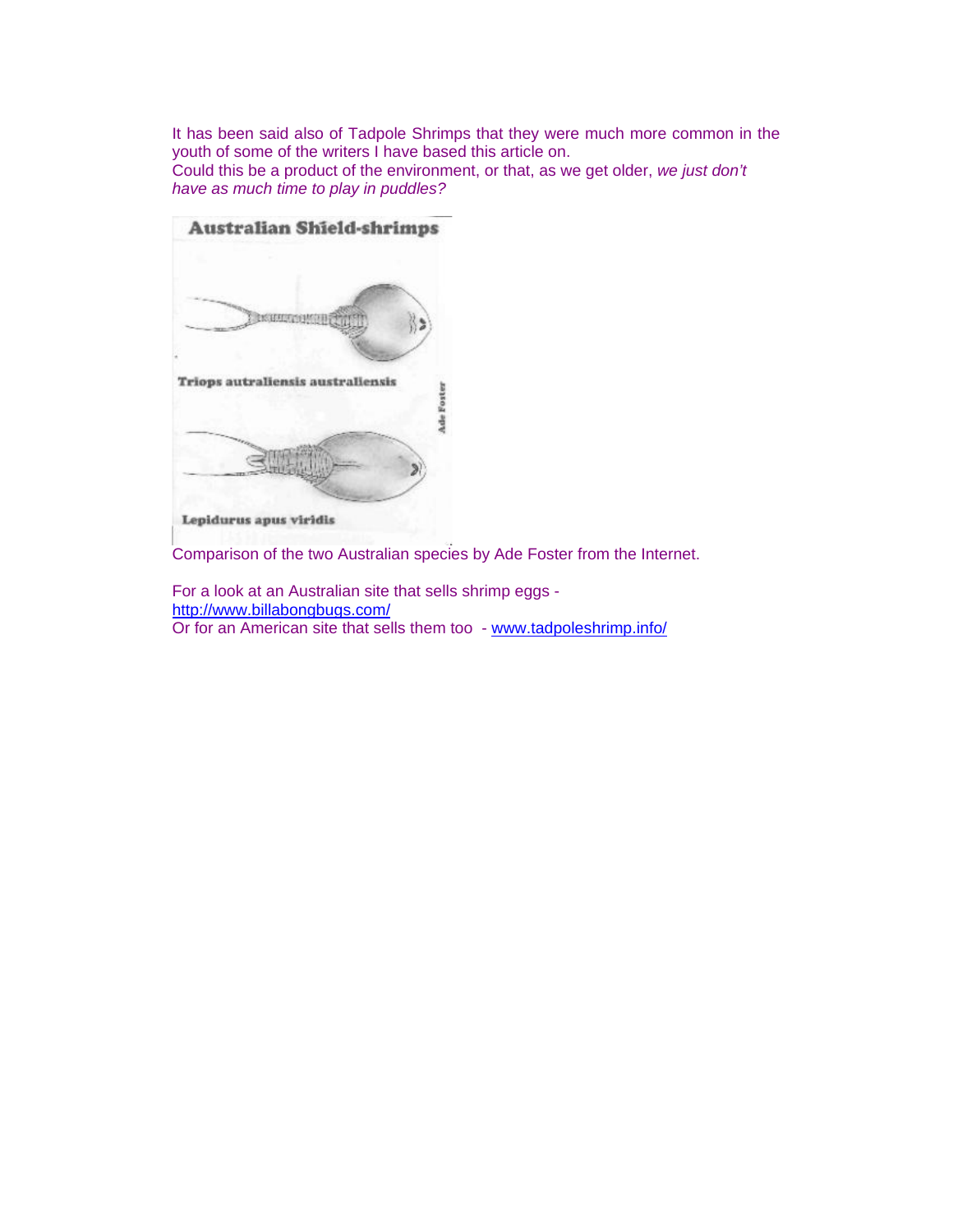It has been said also of Tadpole Shrimps that they were much more common in the youth of some of the writers I have based this article on.
Could this be a product of the environment, or that, as we get older, *we just don't have as much time to play in puddles?*

Australian Shield-shrimps

Triops autraliensis australiensis

Ade Foster

Lepidurus apus viridis

Comparison of the two Australian species by Ade Foster from the Internet.

For a look at an Australian site that sells shrimp eggs -
http://www.billabongbugs.com/
Or for an American site that sells them too - www.tadpoleshrimp.info/